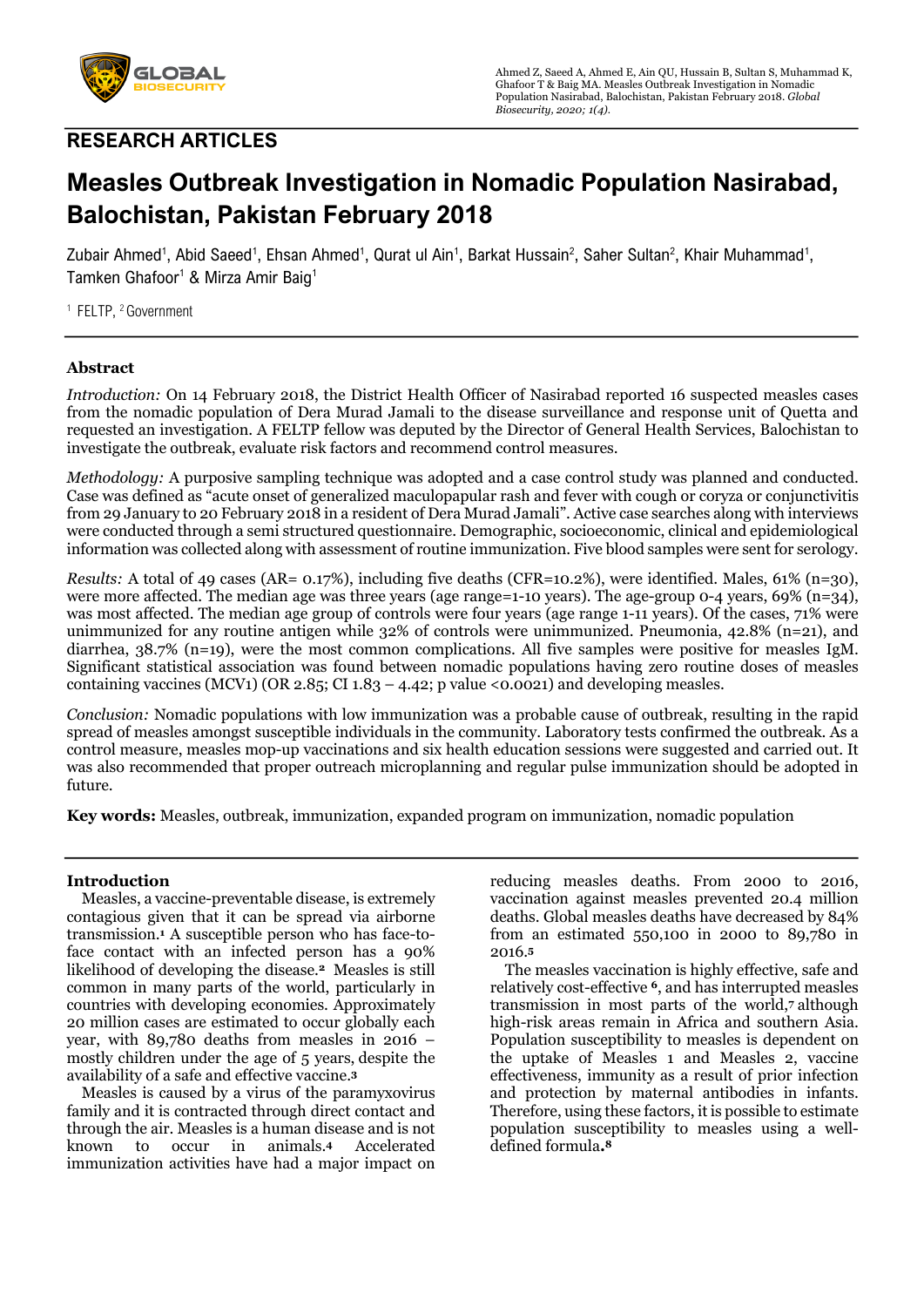## RESEARCH ARTICLES

# Measles Outbreak Investigation in Nomadic Population Nasirabad, Balochistan, Pakistan February 2018

Zubair Ahmed[1], Abid Saeed[1], Ehsan Ahmed[1], Qurat ul Ain[1], Barkat Hussain[2], Saher Sultan[2], Khair Muhammad[1], Tamken Ghafoor[1] & Mirza Amir Baig[1]

[1] FELTP, [2] Government

## Abstract

*Introduction:* On 14 February 2018, the District Health Officer of Nasirabad reported 16 suspected measles cases from the nomadic population of Dera Murad Jamali to the disease surveillance and response unit of Quetta and requested an investigation. A FELTP fellow was deputed by the Director of General Health Services, Balochistan to investigate the outbreak, evaluate risk factors and recommend control measures.

*Methodology:* A purposive sampling technique was adopted and a case control study was planned and conducted. Case was defined as "acute onset of generalized maculopapular rash and fever with cough or coryza or conjunctivitis from 29 January to 20 February 2018 in a resident of Dera Murad Jamali". Active case searches along with interviews were conducted through a semi structured questionnaire. Demographic, socioeconomic, clinical and epidemiological information was collected along with assessment of routine immunization. Five blood samples were sent for serology.

*Results:* A total of 49 cases (AR= 0.17%), including five deaths (CFR=10.2%), were identified. Males, 61% (n=30), were more affected. The median age was three years (age range=1-10 years). The age-group 0-4 years, 69% (n=34), was most affected. The median age group of controls were four years (age range 1-11 years). Of the cases, 71% were unimmunized for any routine antigen while 32% of controls were unimmunized. Pneumonia, 42.8% (n=21), and diarrhea, 38.7% (n=19), were the most common complications. All five samples were positive for measles IgM. Significant statistical association was found between nomadic populations having zero routine doses of measles containing vaccines (MCV1) (OR 2.85; CI 1.83 – 4.42; p value <0.0021) and developing measles.

*Conclusion:* Nomadic populations with low immunization was a probable cause of outbreak, resulting in the rapid spread of measles amongst susceptible individuals in the community. Laboratory tests confirmed the outbreak. As a control measure, measles mop-up vaccinations and six health education sessions were suggested and carried out. It was also recommended that proper outreach microplanning and regular pulse immunization should be adopted in future.

**Key words:** Measles, outbreak, immunization, expanded program on immunization, nomadic population

## Introduction

Measles, a vaccine-preventable disease, is extremely contagious given that it can be spread via airborne transmission.[1] A susceptible person who has face-to-face contact with an infected person has a 90% likelihood of developing the disease.[2] Measles is still common in many parts of the world, particularly in countries with developing economies. Approximately 20 million cases are estimated to occur globally each year, with 89,780 deaths from measles in 2016 – mostly children under the age of 5 years, despite the availability of a safe and effective vaccine.[3]

Measles is caused by a virus of the paramyxovirus family and it is contracted through direct contact and through the air. Measles is a human disease and is not known to occur in animals.[4] Accelerated immunization activities have had a major impact on reducing measles deaths. From 2000 to 2016, vaccination against measles prevented 20.4 million deaths. Global measles deaths have decreased by 84% from an estimated 550,100 in 2000 to 89,780 in 2016.[5]

The measles vaccination is highly effective, safe and relatively cost-effective [6], and has interrupted measles transmission in most parts of the world,[7] although high-risk areas remain in Africa and southern Asia. Population susceptibility to measles is dependent on the uptake of Measles 1 and Measles 2, vaccine effectiveness, immunity as a result of prior infection and protection by maternal antibodies in infants. Therefore, using these factors, it is possible to estimate population susceptibility to measles using a well-defined formula.[8]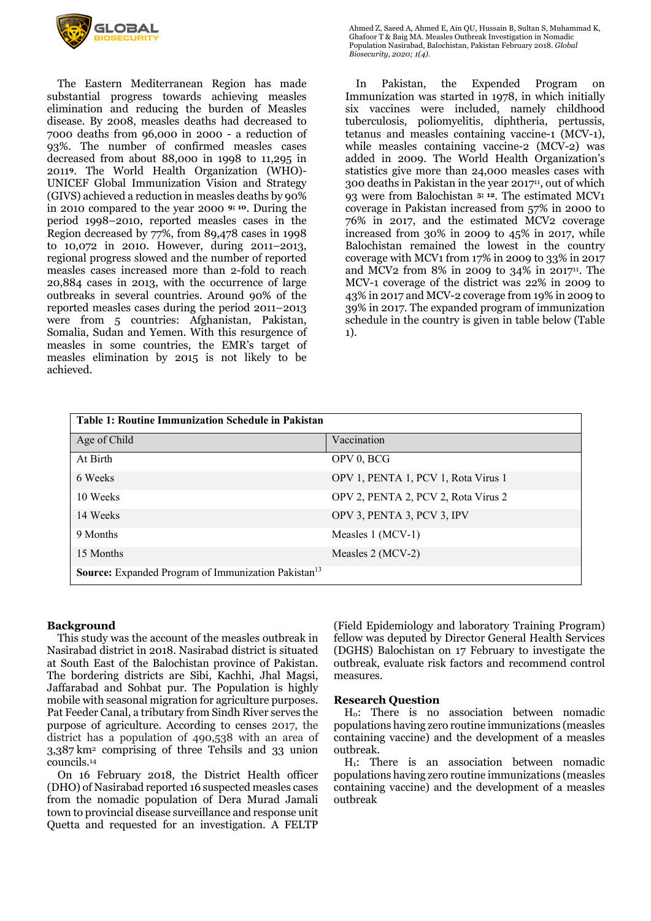The Eastern Mediterranean Region has made substantial progress towards achieving measles elimination and reducing the burden of Measles disease. By 2008, measles deaths had decreased to 7000 deaths from 96,000 in 2000 - a reduction of 93%. The number of confirmed measles cases decreased from about 88,000 in 1998 to 11,295 in 2011[9]. The World Health Organization (WHO)-UNICEF Global Immunization Vision and Strategy (GIVS) achieved a reduction in measles deaths by 90% in 2010 compared to the year 2000 [9; 10]. During the period 1998–2010, reported measles cases in the Region decreased by 77%, from 89,478 cases in 1998 to 10,072 in 2010. However, during 2011–2013, regional progress slowed and the number of reported measles cases increased more than 2-fold to reach 20,884 cases in 2013, with the occurrence of large outbreaks in several countries. Around 90% of the reported measles cases during the period 2011–2013 were from 5 countries: Afghanistan, Pakistan, Somalia, Sudan and Yemen. With this resurgence of measles in some countries, the EMR's target of measles elimination by 2015 is not likely to be achieved.

In Pakistan, the Expended Program on Immunization was started in 1978, in which initially six vaccines were included, namely childhood tuberculosis, poliomyelitis, diphtheria, pertussis, tetanus and measles containing vaccine-1 (MCV-1), while measles containing vaccine-2 (MCV-2) was added in 2009. The World Health Organization's statistics give more than 24,000 measles cases with 300 deaths in Pakistan in the year 2017[11], out of which 93 were from Balochistan [5; 12]. The estimated MCV1 coverage in Pakistan increased from 57% in 2000 to 76% in 2017, and the estimated MCV2 coverage increased from 30% in 2009 to 45% in 2017, while Balochistan remained the lowest in the country coverage with MCV1 from 17% in 2009 to 33% in 2017 and MCV2 from 8% in 2009 to 34% in 2017[11]. The MCV-1 coverage of the district was 22% in 2009 to 43% in 2017 and MCV-2 coverage from 19% in 2009 to 39% in 2017. The expanded program of immunization schedule in the country is given in table below (Table 1).

**Table 1: Routine Immunization Schedule in Pakistan**

| Age of Child | Vaccination |
|---|---|
| At Birth | OPV 0, BCG |
| 6 Weeks | OPV 1, PENTA 1, PCV 1, Rota Virus 1 |
| 10 Weeks | OPV 2, PENTA 2, PCV 2, Rota Virus 2 |
| 14 Weeks | OPV 3, PENTA 3, PCV 3, IPV |
| 9 Months | Measles 1 (MCV-1) |
| 15 Months | Measles 2 (MCV-2) |

**Source:** Expanded Program of Immunization Pakistan[13]

## Background

This study was the account of the measles outbreak in Nasirabad district in 2018. Nasirabad district is situated at South East of the Balochistan province of Pakistan. The bordering districts are Sibi, Kachhi, Jhal Magsi, Jaffarabad and Sohbat pur. The Population is highly mobile with seasonal migration for agriculture purposes. Pat Feeder Canal, a tributary from Sindh River serves the purpose of agriculture. According to censes 2017, the district has a population of 490,538 with an area of 3,387 km² comprising of three Tehsils and 33 union councils.[14]

On 16 February 2018, the District Health officer (DHO) of Nasirabad reported 16 suspected measles cases from the nomadic population of Dera Murad Jamali town to provincial disease surveillance and response unit Quetta and requested for an investigation. A FELTP (Field Epidemiology and laboratory Training Program) fellow was deputed by Director General Health Services (DGHS) Balochistan on 17 February to investigate the outbreak, evaluate risk factors and recommend control measures.

## Research Question

$H_0$: There is no association between nomadic populations having zero routine immunizations (measles containing vaccine) and the development of a measles outbreak.

$H_1$: There is an association between nomadic populations having zero routine immunizations (measles containing vaccine) and the development of a measles outbreak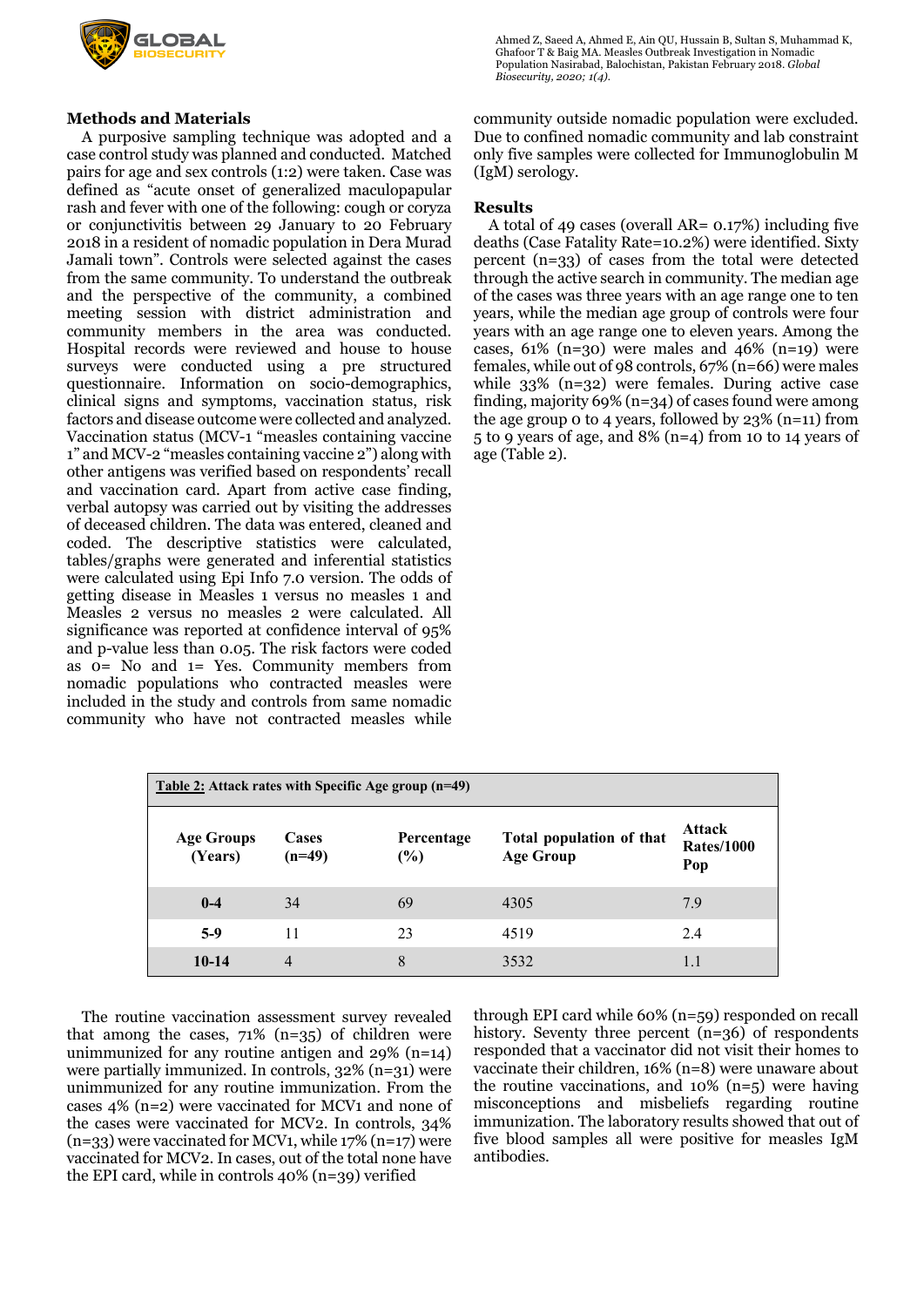## Methods and Materials

A purposive sampling technique was adopted and a case control study was planned and conducted. Matched pairs for age and sex controls (1:2) were taken. Case was defined as "acute onset of generalized maculopapular rash and fever with one of the following: cough or coryza or conjunctivitis between 29 January to 20 February 2018 in a resident of nomadic population in Dera Murad Jamali town". Controls were selected against the cases from the same community. To understand the outbreak and the perspective of the community, a combined meeting session with district administration and community members in the area was conducted. Hospital records were reviewed and house to house surveys were conducted using a pre structured questionnaire. Information on socio-demographics, clinical signs and symptoms, vaccination status, risk factors and disease outcome were collected and analyzed. Vaccination status (MCV-1 "measles containing vaccine 1" and MCV-2 "measles containing vaccine 2") along with other antigens was verified based on respondents' recall and vaccination card. Apart from active case finding, verbal autopsy was carried out by visiting the addresses of deceased children. The data was entered, cleaned and coded. The descriptive statistics were calculated, tables/graphs were generated and inferential statistics were calculated using Epi Info 7.0 version. The odds of getting disease in Measles 1 versus no measles 1 and Measles 2 versus no measles 2 were calculated. All significance was reported at confidence interval of 95% and p-value less than 0.05. The risk factors were coded as 0= No and 1= Yes. Community members from nomadic populations who contracted measles were included in the study and controls from same nomadic community who have not contracted measles while community outside nomadic population were excluded. Due to confined nomadic community and lab constraint only five samples were collected for Immunoglobulin M (IgM) serology.

## Results

A total of 49 cases (overall AR= 0.17%) including five deaths (Case Fatality Rate=10.2%) were identified. Sixty percent (n=33) of cases from the total were detected through the active search in community. The median age of the cases was three years with an age range one to ten years, while the median age group of controls were four years with an age range one to eleven years. Among the cases, 61% (n=30) were males and 46% (n=19) were females, while out of 98 controls, 67% (n=66) were males while 33% (n=32) were females. During active case finding, majority 69% (n=34) of cases found were among the age group 0 to 4 years, followed by 23% (n=11) from 5 to 9 years of age, and 8% (n=4) from 10 to 14 years of age (Table 2).

**Table 2: Attack rates with Specific Age group (n=49)**

| Age Groups (Years) | Cases (n=49) | Percentage (%) | Total population of that Age Group | Attack Rates/1000 Pop |
|---|---|---|---|---|
| 0-4 | 34 | 69 | 4305 | 7.9 |
| 5-9 | 11 | 23 | 4519 | 2.4 |
| 10-14 | 4 | 8 | 3532 | 1.1 |

The routine vaccination assessment survey revealed that among the cases, 71% (n=35) of children were unimmunized for any routine antigen and 29% (n=14) were partially immunized. In controls, 32% (n=31) were unimmunized for any routine immunization. From the cases 4% (n=2) were vaccinated for MCV1 and none of the cases were vaccinated for MCV2. In controls, 34% (n=33) were vaccinated for MCV1, while 17% (n=17) were vaccinated for MCV2. In cases, out of the total none have the EPI card, while in controls 40% (n=39) verified through EPI card while 60% (n=59) responded on recall history. Seventy three percent (n=36) of respondents responded that a vaccinator did not visit their homes to vaccinate their children, 16% (n=8) were unaware about the routine vaccinations, and 10% (n=5) were having misconceptions and misbeliefs regarding routine immunization. The laboratory results showed that out of five blood samples all were positive for measles IgM antibodies.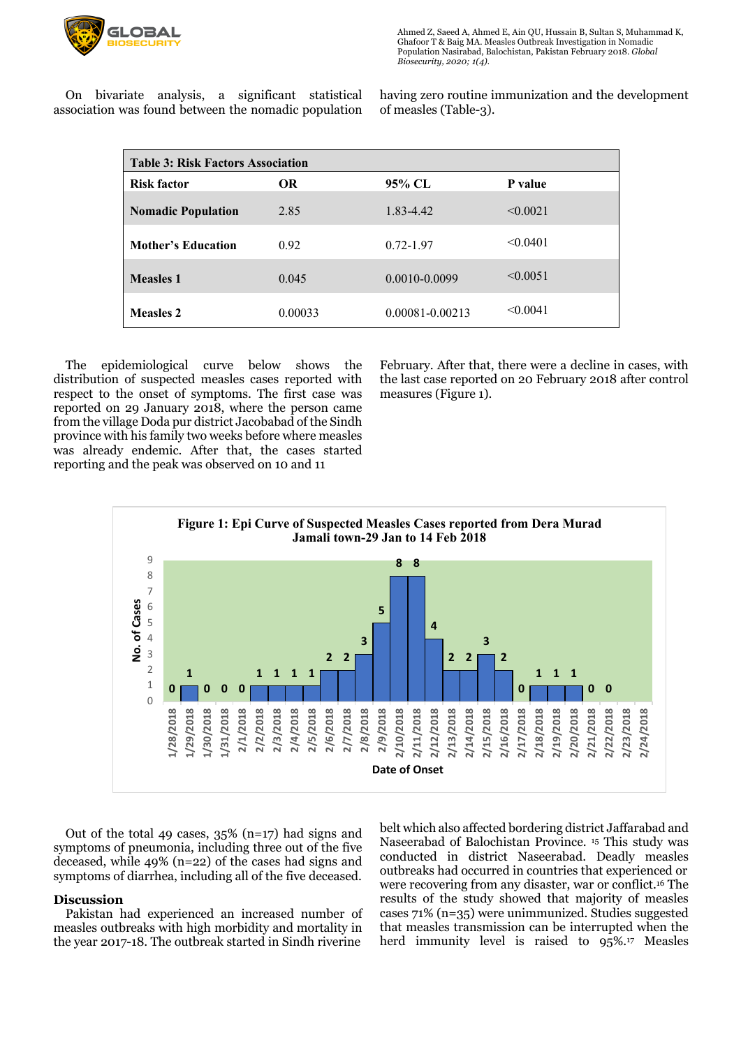On bivariate analysis, a significant statistical association was found between the nomadic population having zero routine immunization and the development of measles (Table-3).

**Table 3: Risk Factors Association**

| Risk factor | OR | 95% CL | P value |
|---|---|---|---|
| **Nomadic Population** | 2.85 | 1.83-4.42 | <0.0021 |
| **Mother's Education** | 0.92 | 0.72-1.97 | <0.0401 |
| **Measles 1** | 0.045 | 0.0010-0.0099 | <0.0051 |
| **Measles 2** | 0.00033 | 0.00081-0.00213 | <0.0041 |

The epidemiological curve below shows the distribution of suspected measles cases reported with respect to the onset of symptoms. The first case was reported on 29 January 2018, where the person came from the village Doda pur district Jacobabad of the Sindh province with his family two weeks before where measles was already endemic. After that, the cases started reporting and the peak was observed on 10 and 11 February. After that, there were a decline in cases, with the last case reported on 20 February 2018 after control measures (Figure 1).

**Figure 1: Epi Curve of Suspected Measles Cases reported from Dera Murad Jamali town-29 Jan to 14 Feb 2018**

Out of the total 49 cases, 35% (n=17) had signs and symptoms of pneumonia, including three out of the five deceased, while 49% (n=22) of the cases had signs and symptoms of diarrhea, including all of the five deceased.

## Discussion

Pakistan had experienced an increased number of measles outbreaks with high morbidity and mortality in the year 2017-18. The outbreak started in Sindh riverine belt which also affected bordering district Jaffarabad and Naseerabad of Balochistan Province. [15] This study was conducted in district Naseerabad. Deadly measles outbreaks had occurred in countries that experienced or were recovering from any disaster, war or conflict.[16] The results of the study showed that majority of measles cases 71% (n=35) were unimmunized. Studies suggested that measles transmission can be interrupted when the herd immunity level is raised to 95%.[17] Measles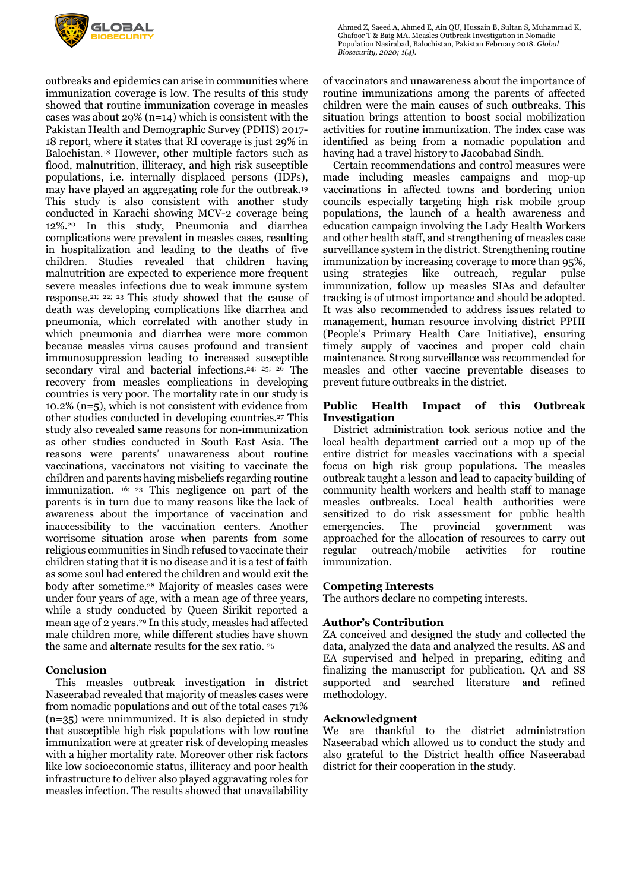outbreaks and epidemics can arise in communities where immunization coverage is low. The results of this study showed that routine immunization coverage in measles cases was about 29% (n=14) which is consistent with the Pakistan Health and Demographic Survey (PDHS) 2017-18 report, where it states that RI coverage is just 29% in Balochistan.[18] However, other multiple factors such as flood, malnutrition, illiteracy, and high risk susceptible populations, i.e. internally displaced persons (IDPs), may have played an aggregating role for the outbreak.[19] This study is also consistent with another study conducted in Karachi showing MCV-2 coverage being 12%.[20] In this study, Pneumonia and diarrhea complications were prevalent in measles cases, resulting in hospitalization and leading to the deaths of five children. Studies revealed that children having malnutrition are expected to experience more frequent severe measles infections due to weak immune system response.[21; 22; 23] This study showed that the cause of death was developing complications like diarrhea and pneumonia, which correlated with another study in which pneumonia and diarrhea were more common because measles virus causes profound and transient immunosuppression leading to increased susceptible secondary viral and bacterial infections.[24; 25; 26] The recovery from measles complications in developing countries is very poor. The mortality rate in our study is 10.2% (n=5), which is not consistent with evidence from other studies conducted in developing countries.[27] This study also revealed same reasons for non-immunization as other studies conducted in South East Asia. The reasons were parents' unawareness about routine vaccinations, vaccinators not visiting to vaccinate the children and parents having misbeliefs regarding routine immunization. [16; 23] This negligence on part of the parents is in turn due to many reasons like the lack of awareness about the importance of vaccination and inaccessibility to the vaccination centers. Another worrisome situation arose when parents from some religious communities in Sindh refused to vaccinate their children stating that it is no disease and it is a test of faith as some soul had entered the children and would exit the body after sometime.[28] Majority of measles cases were under four years of age, with a mean age of three years, while a study conducted by Queen Sirikit reported a mean age of 2 years.[29] In this study, measles had affected male children more, while different studies have shown the same and alternate results for the sex ratio. [25]

## Conclusion

This measles outbreak investigation in district Naseerabad revealed that majority of measles cases were from nomadic populations and out of the total cases 71% (n=35) were unimmunized. It is also depicted in study that susceptible high risk populations with low routine immunization were at greater risk of developing measles with a higher mortality rate. Moreover other risk factors like low socioeconomic status, illiteracy and poor health infrastructure to deliver also played aggravating roles for measles infection. The results showed that unavailability of vaccinators and unawareness about the importance of routine immunizations among the parents of affected children were the main causes of such outbreaks. This situation brings attention to boost social mobilization activities for routine immunization. The index case was identified as being from a nomadic population and having had a travel history to Jacobabad Sindh.

Certain recommendations and control measures were made including measles campaigns and mop-up vaccinations in affected towns and bordering union councils especially targeting high risk mobile group populations, the launch of a health awareness and education campaign involving the Lady Health Workers and other health staff, and strengthening of measles case surveillance system in the district. Strengthening routine immunization by increasing coverage to more than 95%, using strategies like outreach, regular pulse immunization, follow up measles SIAs and defaulter tracking is of utmost importance and should be adopted. It was also recommended to address issues related to management, human resource involving district PPHI (People's Primary Health Care Initiative), ensuring timely supply of vaccines and proper cold chain maintenance. Strong surveillance was recommended for measles and other vaccine preventable diseases to prevent future outbreaks in the district.

## Public Health Impact of this Outbreak Investigation

District administration took serious notice and the local health department carried out a mop up of the entire district for measles vaccinations with a special focus on high risk group populations. The measles outbreak taught a lesson and lead to capacity building of community health workers and health staff to manage measles outbreaks. Local health authorities were sensitized to do risk assessment for public health emergencies. The provincial government was approached for the allocation of resources to carry out regular outreach/mobile activities for routine immunization.

## Competing Interests

The authors declare no competing interests.

## Author's Contribution

ZA conceived and designed the study and collected the data, analyzed the data and analyzed the results. AS and EA supervised and helped in preparing, editing and finalizing the manuscript for publication. QA and SS supported and searched literature and refined methodology.

## Acknowledgment

We are thankful to the district administration Naseerabad which allowed us to conduct the study and also grateful to the District health office Naseerabad district for their cooperation in the study.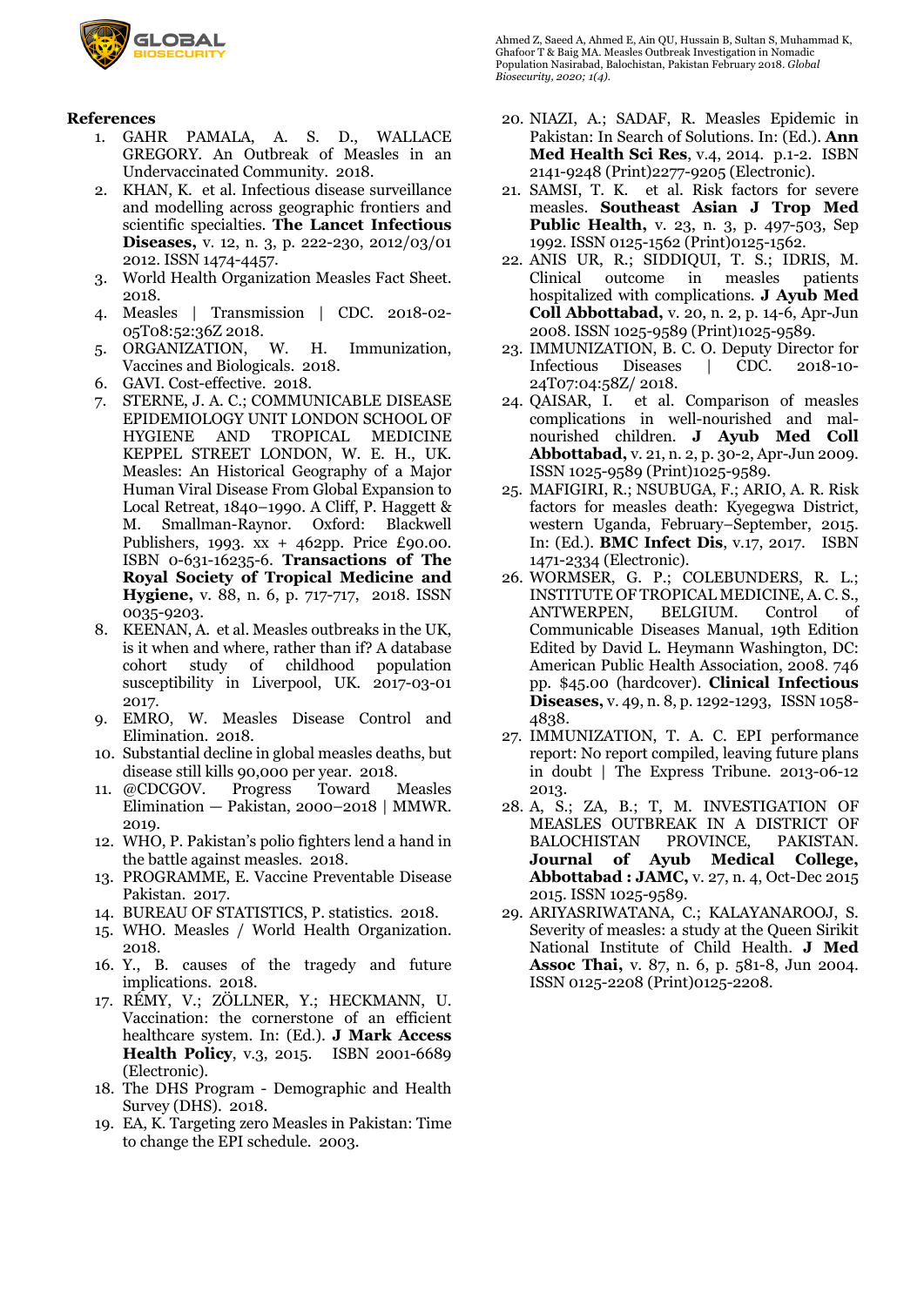## References

1. GAHR PAMALA, A. S. D., WALLACE GREGORY. An Outbreak of Measles in an Undervaccinated Community. 2018.
2. KHAN, K. et al. Infectious disease surveillance and modelling across geographic frontiers and scientific specialties. **The Lancet Infectious Diseases,** v. 12, n. 3, p. 222-230, 2012/03/01 2012. ISSN 1474-4457.
3. World Health Organization Measles Fact Sheet. 2018.
4. Measles | Transmission | CDC. 2018-02-05T08:52:36Z 2018.
5. ORGANIZATION, W. H. Immunization, Vaccines and Biologicals. 2018.
6. GAVI. Cost-effective. 2018.
7. STERNE, J. A. C.; COMMUNICABLE DISEASE EPIDEMIOLOGY UNIT LONDON SCHOOL OF HYGIENE AND TROPICAL MEDICINE KEPPEL STREET LONDON, W. E. H., UK. Measles: An Historical Geography of a Major Human Viral Disease From Global Expansion to Local Retreat, 1840–1990. A Cliff, P. Haggett & M. Smallman-Raynor. Oxford: Blackwell Publishers, 1993. xx + 462pp. Price £90.00. ISBN 0-631-16235-6. **Transactions of The Royal Society of Tropical Medicine and Hygiene,** v. 88, n. 6, p. 717-717, 2018. ISSN 0035-9203.
8. KEENAN, A. et al. Measles outbreaks in the UK, is it when and where, rather than if? A database cohort study of childhood population susceptibility in Liverpool, UK. 2017-03-01 2017.
9. EMRO, W. Measles Disease Control and Elimination. 2018.
10. Substantial decline in global measles deaths, but disease still kills 90,000 per year. 2018.
11. @CDCGOV. Progress Toward Measles Elimination — Pakistan, 2000–2018 | MMWR. 2019.
12. WHO, P. Pakistan's polio fighters lend a hand in the battle against measles. 2018.
13. PROGRAMME, E. Vaccine Preventable Disease Pakistan. 2017.
14. BUREAU OF STATISTICS, P. statistics. 2018.
15. WHO. Measles / World Health Organization. 2018.
16. Y., B. causes of the tragedy and future implications. 2018.
17. RÉMY, V.; ZÖLLNER, Y.; HECKMANN, U. Vaccination: the cornerstone of an efficient healthcare system. In: (Ed.). **J Mark Access Health Policy**, v.3, 2015. ISBN 2001-6689 (Electronic).
18. The DHS Program - Demographic and Health Survey (DHS). 2018.
19. EA, K. Targeting zero Measles in Pakistan: Time to change the EPI schedule. 2003.
20. NIAZI, A.; SADAF, R. Measles Epidemic in Pakistan: In Search of Solutions. In: (Ed.). **Ann Med Health Sci Res**, v.4, 2014. p.1-2. ISBN 2141-9248 (Print)2277-9205 (Electronic).
21. SAMSI, T. K. et al. Risk factors for severe measles. **Southeast Asian J Trop Med Public Health,** v. 23, n. 3, p. 497-503, Sep 1992. ISSN 0125-1562 (Print)0125-1562.
22. ANIS UR, R.; SIDDIQUI, T. S.; IDRIS, M. Clinical outcome in measles patients hospitalized with complications. **J Ayub Med Coll Abbottabad,** v. 20, n. 2, p. 14-6, Apr-Jun 2008. ISSN 1025-9589 (Print)1025-9589.
23. IMMUNIZATION, B. C. O. Deputy Director for Infectious Diseases | CDC. 2018-10-24T07:04:58Z/ 2018.
24. QAISAR, I. et al. Comparison of measles complications in well-nourished and mal-nourished children. **J Ayub Med Coll Abbottabad,** v. 21, n. 2, p. 30-2, Apr-Jun 2009. ISSN 1025-9589 (Print)1025-9589.
25. MAFIGIRI, R.; NSUBUGA, F.; ARIO, A. R. Risk factors for measles death: Kyegegwa District, western Uganda, February–September, 2015. In: (Ed.). **BMC Infect Dis**, v.17, 2017. ISBN 1471-2334 (Electronic).
26. WORMSER, G. P.; COLEBUNDERS, R. L.; INSTITUTE OF TROPICAL MEDICINE, A. C. S., ANTWERPEN, BELGIUM. Control of Communicable Diseases Manual, 19th Edition Edited by David L. Heymann Washington, DC: American Public Health Association, 2008. 746 pp. $45.00 (hardcover). **Clinical Infectious Diseases,** v. 49, n. 8, p. 1292-1293, ISSN 1058-4838.
27. IMMUNIZATION, T. A. C. EPI performance report: No report compiled, leaving future plans in doubt | The Express Tribune. 2013-06-12 2013.
28. A, S.; ZA, B.; T, M. INVESTIGATION OF MEASLES OUTBREAK IN A DISTRICT OF BALOCHISTAN PROVINCE, PAKISTAN. **Journal of Ayub Medical College, Abbottabad : JAMC,** v. 27, n. 4, Oct-Dec 2015. ISSN 1025-9589.
29. ARIYASRIWATANA, C.; KALAYANAROOJ, S. Severity of measles: a study at the Queen Sirikit National Institute of Child Health. **J Med Assoc Thai,** v. 87, n. 6, p. 581-8, Jun 2004. ISSN 0125-2208 (Print)0125-2208.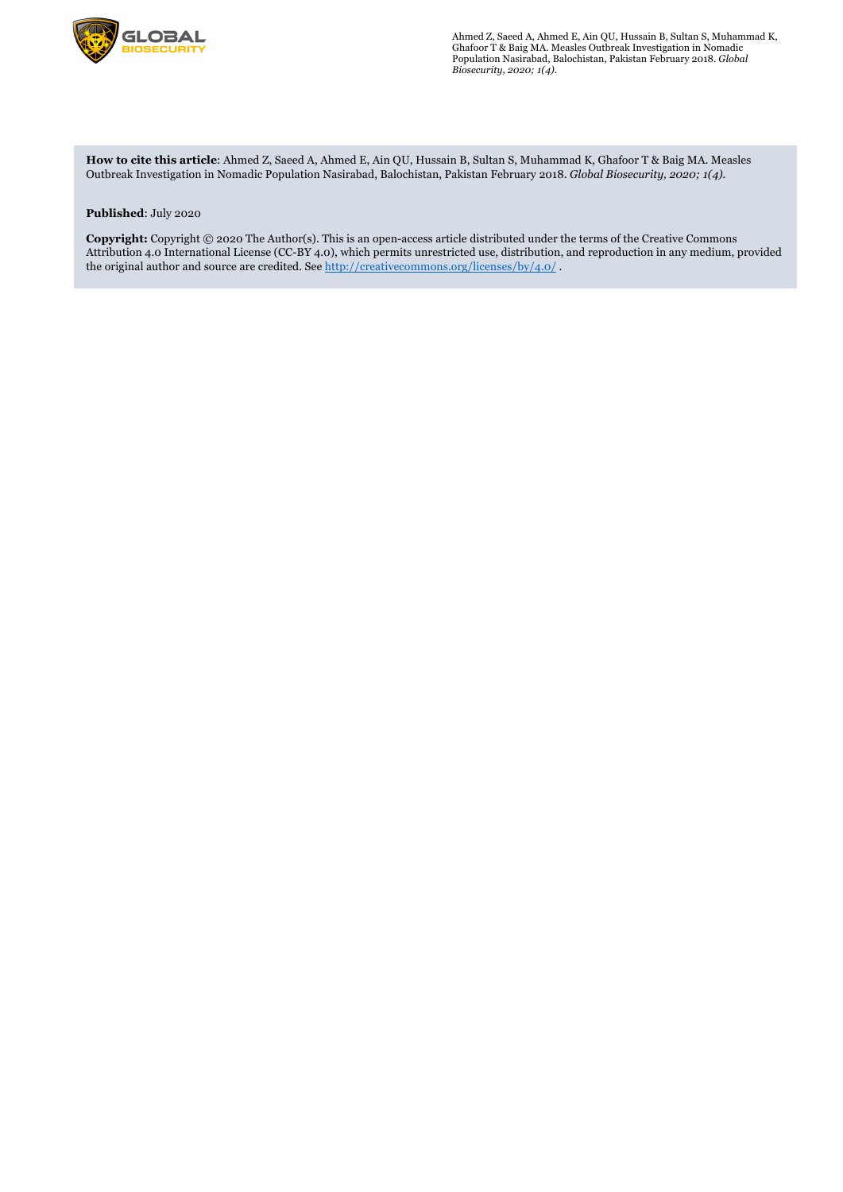**How to cite this article**: Ahmed Z, Saeed A, Ahmed E, Ain QU, Hussain B, Sultan S, Muhammad K, Ghafoor T & Baig MA. Measles Outbreak Investigation in Nomadic Population Nasirabad, Balochistan, Pakistan February 2018. *Global Biosecurity, 2020; 1(4).*

**Published**: July 2020

**Copyright:** Copyright © 2020 The Author(s). This is an open-access article distributed under the terms of the Creative Commons Attribution 4.0 International License (CC-BY 4.0), which permits unrestricted use, distribution, and reproduction in any medium, provided the original author and source are credited. See http://creativecommons.org/licenses/by/4.0/ .